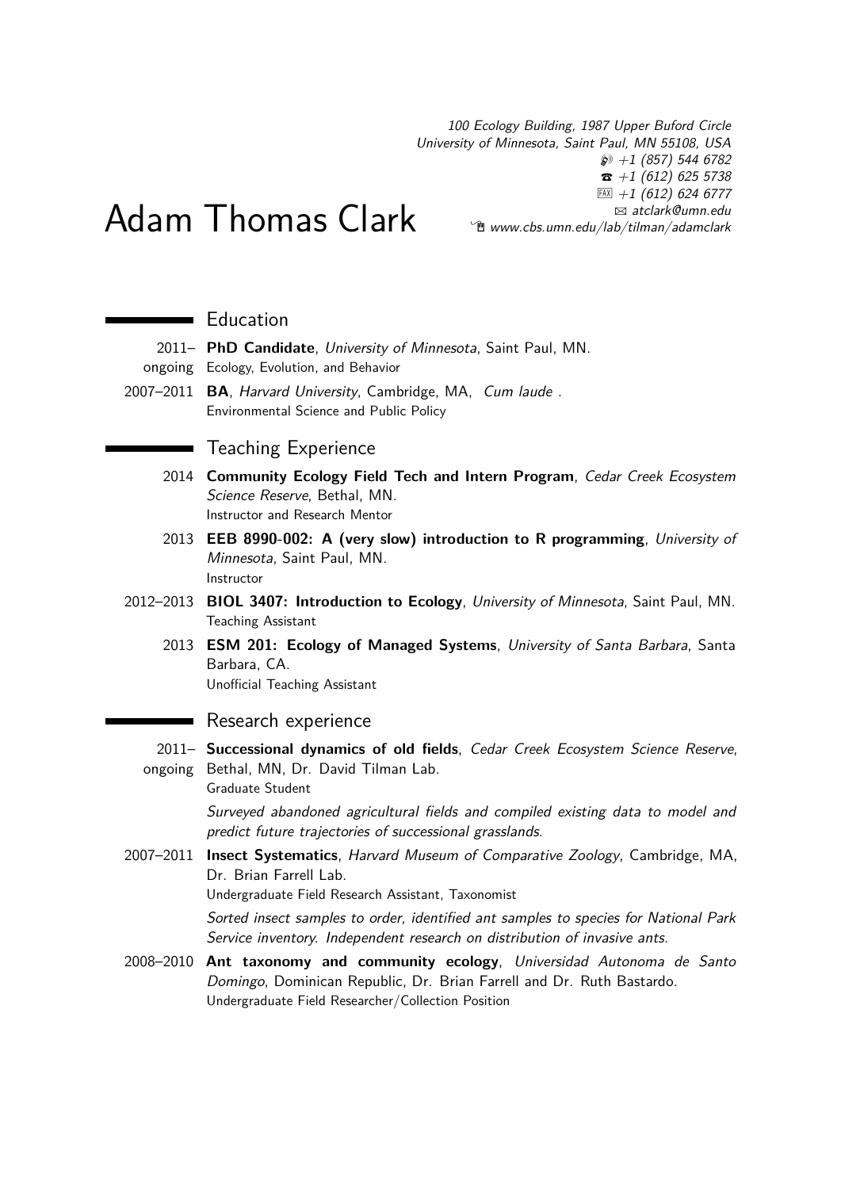# Adam Thomas Clark

*100 Ecology Building, 1987 Upper Buford Circle*
*University of Minnesota, Saint Paul, MN 55108, USA*
*+1 (857) 544 6782*
*+1 (612) 625 5738*
*+1 (612) 624 6777*
*atclark@umn.edu*
*www.cbs.umn.edu/lab/tilman/adamclark*

## Education

2011–ongoing **PhD Candidate**, *University of Minnesota*, Saint Paul, MN.
Ecology, Evolution, and Behavior

2007–2011 **BA**, *Harvard University*, Cambridge, MA, *Cum laude* .
Environmental Science and Public Policy

## Teaching Experience

2014 **Community Ecology Field Tech and Intern Program**, *Cedar Creek Ecosystem Science Reserve*, Bethal, MN.
Instructor and Research Mentor

2013 **EEB 8990-002: A (very slow) introduction to R programming**, *University of Minnesota*, Saint Paul, MN.
Instructor

2012–2013 **BIOL 3407: Introduction to Ecology**, *University of Minnesota*, Saint Paul, MN.
Teaching Assistant

2013 **ESM 201: Ecology of Managed Systems**, *University of Santa Barbara*, Santa Barbara, CA.
Unofficial Teaching Assistant

## Research experience

2011–ongoing **Successional dynamics of old fields**, *Cedar Creek Ecosystem Science Reserve*, Bethal, MN, Dr. David Tilman Lab.
Graduate Student

*Surveyed abandoned agricultural fields and compiled existing data to model and predict future trajectories of successional grasslands.*

2007–2011 **Insect Systematics**, *Harvard Museum of Comparative Zoology*, Cambridge, MA, Dr. Brian Farrell Lab.
Undergraduate Field Research Assistant, Taxonomist

*Sorted insect samples to order, identified ant samples to species for National Park Service inventory. Independent research on distribution of invasive ants.*

2008–2010 **Ant taxonomy and community ecology**, *Universidad Autonoma de Santo Domingo*, Dominican Republic, Dr. Brian Farrell and Dr. Ruth Bastardo.
Undergraduate Field Researcher/Collection Position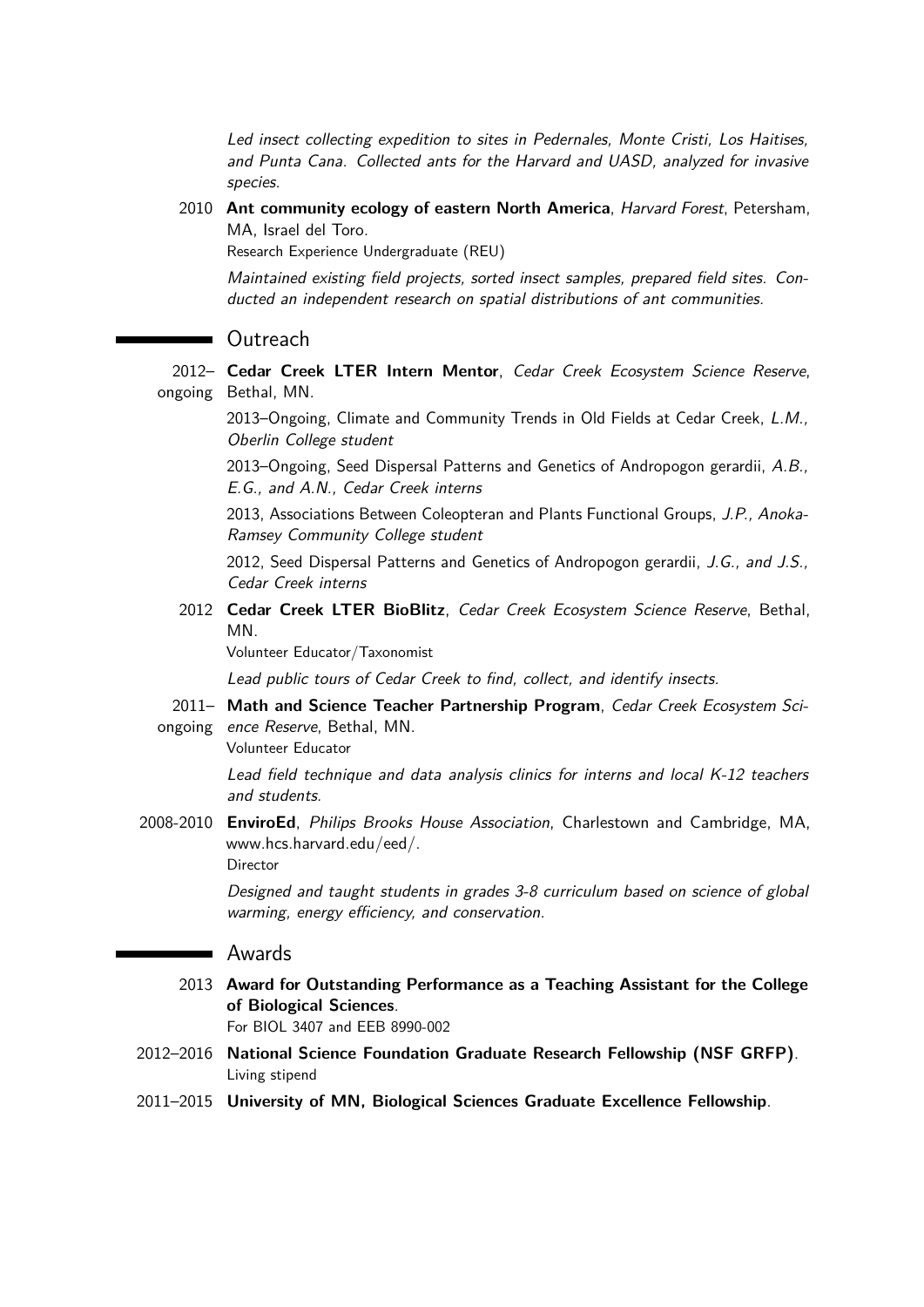*Led insect collecting expedition to sites in Pedernales, Monte Cristi, Los Haitises, and Punta Cana. Collected ants for the Harvard and UASD, analyzed for invasive species.*

2010 **Ant community ecology of eastern North America**, *Harvard Forest*, Petersham, MA, Israel del Toro.
Research Experience Undergraduate (REU)

*Maintained existing field projects, sorted insect samples, prepared field sites. Conducted an independent research on spatial distributions of ant communities.*

## Outreach

2012–ongoing **Cedar Creek LTER Intern Mentor**, *Cedar Creek Ecosystem Science Reserve*, Bethal, MN.

2013–Ongoing, Climate and Community Trends in Old Fields at Cedar Creek, *L.M., Oberlin College student*

2013–Ongoing, Seed Dispersal Patterns and Genetics of Andropogon gerardii, *A.B., E.G., and A.N., Cedar Creek interns*

2013, Associations Between Coleopteran and Plants Functional Groups, *J.P., Anoka-Ramsey Community College student*

2012, Seed Dispersal Patterns and Genetics of Andropogon gerardii, *J.G., and J.S., Cedar Creek interns*

2012 **Cedar Creek LTER BioBlitz**, *Cedar Creek Ecosystem Science Reserve*, Bethal, MN.
Volunteer Educator/Taxonomist

*Lead public tours of Cedar Creek to find, collect, and identify insects.*

2011–ongoing **Math and Science Teacher Partnership Program**, *Cedar Creek Ecosystem Science Reserve*, Bethal, MN.
Volunteer Educator

*Lead field technique and data analysis clinics for interns and local K-12 teachers and students.*

2008-2010 **EnviroEd**, *Philips Brooks House Association*, Charlestown and Cambridge, MA, www.hcs.harvard.edu/eed/.
Director

*Designed and taught students in grades 3-8 curriculum based on science of global warming, energy efficiency, and conservation.*

## Awards

2013 **Award for Outstanding Performance as a Teaching Assistant for the College of Biological Sciences**.
For BIOL 3407 and EEB 8990-002

2012–2016 **National Science Foundation Graduate Research Fellowship (NSF GRFP)**.
Living stipend

2011–2015 **University of MN, Biological Sciences Graduate Excellence Fellowship**.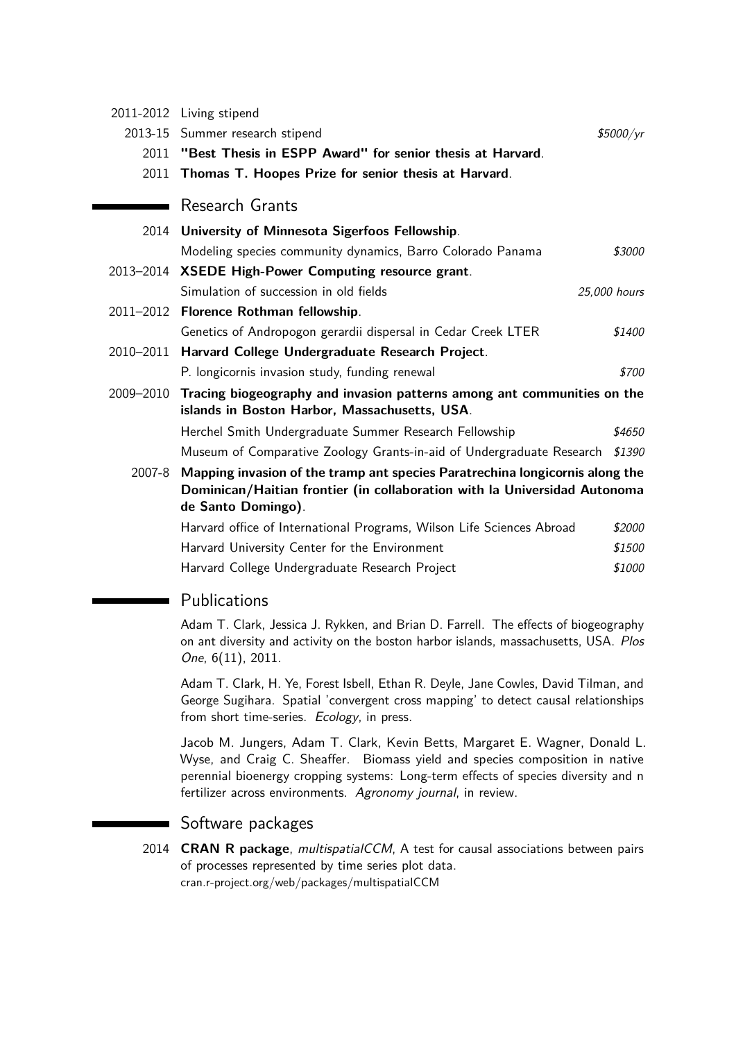2011-2012 Living stipend

2013-15 Summer research stipend *$5000/yr*

2011 **"Best Thesis in ESPP Award" for senior thesis at Harvard**.

2011 **Thomas T. Hoopes Prize for senior thesis at Harvard**.

## Research Grants

2014 **University of Minnesota Sigerfoos Fellowship**.
Modeling species community dynamics, Barro Colorado Panama *$3000*

2013–2014 **XSEDE High-Power Computing resource grant**.
Simulation of succession in old fields *25,000 hours*

2011–2012 **Florence Rothman fellowship**.
Genetics of Andropogon gerardii dispersal in Cedar Creek LTER *$1400*

2010–2011 **Harvard College Undergraduate Research Project**.
P. longicornis invasion study, funding renewal *$700*

2009–2010 **Tracing biogeography and invasion patterns among ant communities on the islands in Boston Harbor, Massachusetts, USA**.
Herchel Smith Undergraduate Summer Research Fellowship *$4650*
Museum of Comparative Zoology Grants-in-aid of Undergraduate Research *$1390*

2007-8 **Mapping invasion of the tramp ant species Paratrechina longicornis along the Dominican/Haitian frontier (in collaboration with la Universidad Autonoma de Santo Domingo)**.
Harvard office of International Programs, Wilson Life Sciences Abroad *$2000*
Harvard University Center for the Environment *$1500*
Harvard College Undergraduate Research Project *$1000*

## Publications

Adam T. Clark, Jessica J. Rykken, and Brian D. Farrell. The effects of biogeography on ant diversity and activity on the boston harbor islands, massachusetts, USA. *Plos One*, 6(11), 2011.

Adam T. Clark, H. Ye, Forest Isbell, Ethan R. Deyle, Jane Cowles, David Tilman, and George Sugihara. Spatial 'convergent cross mapping' to detect causal relationships from short time-series. *Ecology*, in press.

Jacob M. Jungers, Adam T. Clark, Kevin Betts, Margaret E. Wagner, Donald L. Wyse, and Craig C. Sheaffer. Biomass yield and species composition in native perennial bioenergy cropping systems: Long-term effects of species diversity and n fertilizer across environments. *Agronomy journal*, in review.

## Software packages

2014 **CRAN R package**, *multispatialCCM*, A test for causal associations between pairs of processes represented by time series plot data.
cran.r-project.org/web/packages/multispatialCCM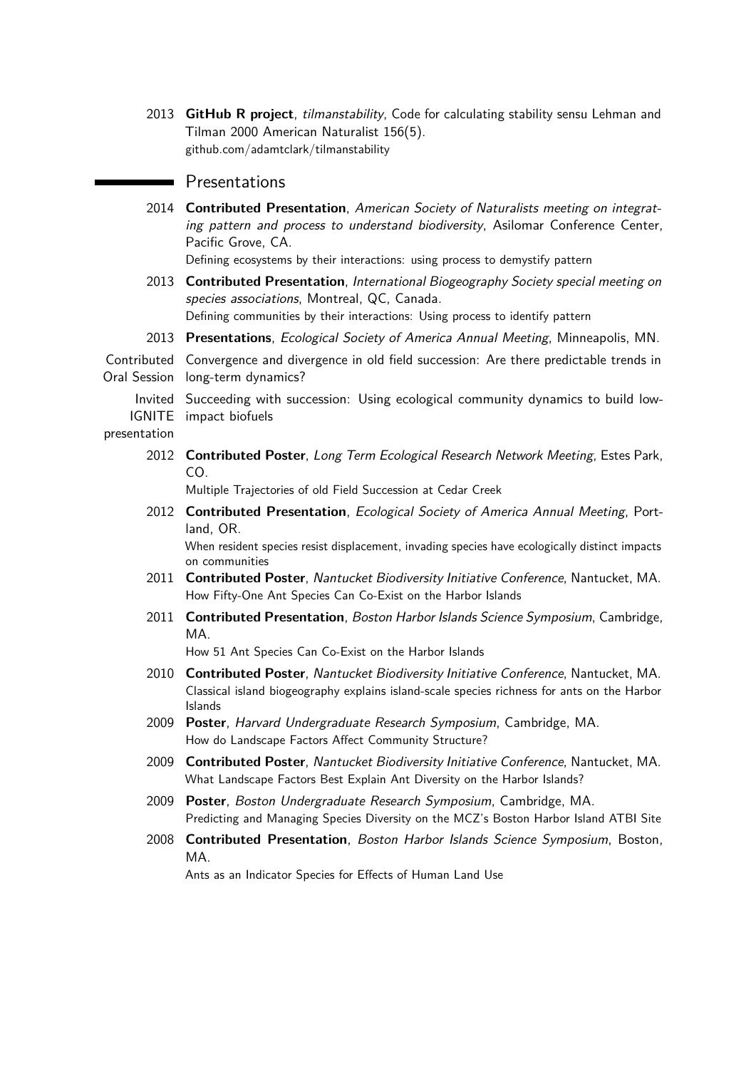2013 **GitHub R project**, *tilmanstability*, Code for calculating stability sensu Lehman and Tilman 2000 American Naturalist 156(5).
github.com/adamtclark/tilmanstability

## Presentations

2014 **Contributed Presentation**, *American Society of Naturalists meeting on integrating pattern and process to understand biodiversity*, Asilomar Conference Center, Pacific Grove, CA.
Defining ecosystems by their interactions: using process to demystify pattern

2013 **Contributed Presentation**, *International Biogeography Society special meeting on species associations*, Montreal, QC, Canada.
Defining communities by their interactions: Using process to identify pattern

2013 **Presentations**, *Ecological Society of America Annual Meeting*, Minneapolis, MN.

Contributed Oral Session: Convergence and divergence in old field succession: Are there predictable trends in long-term dynamics?

Invited IGNITE presentation: Succeeding with succession: Using ecological community dynamics to build low-impact biofuels

2012 **Contributed Poster**, *Long Term Ecological Research Network Meeting*, Estes Park, CO.
Multiple Trajectories of old Field Succession at Cedar Creek

2012 **Contributed Presentation**, *Ecological Society of America Annual Meeting*, Portland, OR.
When resident species resist displacement, invading species have ecologically distinct impacts on communities

2011 **Contributed Poster**, *Nantucket Biodiversity Initiative Conference*, Nantucket, MA.
How Fifty-One Ant Species Can Co-Exist on the Harbor Islands

2011 **Contributed Presentation**, *Boston Harbor Islands Science Symposium*, Cambridge, MA.
How 51 Ant Species Can Co-Exist on the Harbor Islands

2010 **Contributed Poster**, *Nantucket Biodiversity Initiative Conference*, Nantucket, MA.
Classical island biogeography explains island-scale species richness for ants on the Harbor Islands

2009 **Poster**, *Harvard Undergraduate Research Symposium*, Cambridge, MA.
How do Landscape Factors Affect Community Structure?

2009 **Contributed Poster**, *Nantucket Biodiversity Initiative Conference*, Nantucket, MA.
What Landscape Factors Best Explain Ant Diversity on the Harbor Islands?

2009 **Poster**, *Boston Undergraduate Research Symposium*, Cambridge, MA.
Predicting and Managing Species Diversity on the MCZ's Boston Harbor Island ATBI Site

2008 **Contributed Presentation**, *Boston Harbor Islands Science Symposium*, Boston, MA.
Ants as an Indicator Species for Effects of Human Land Use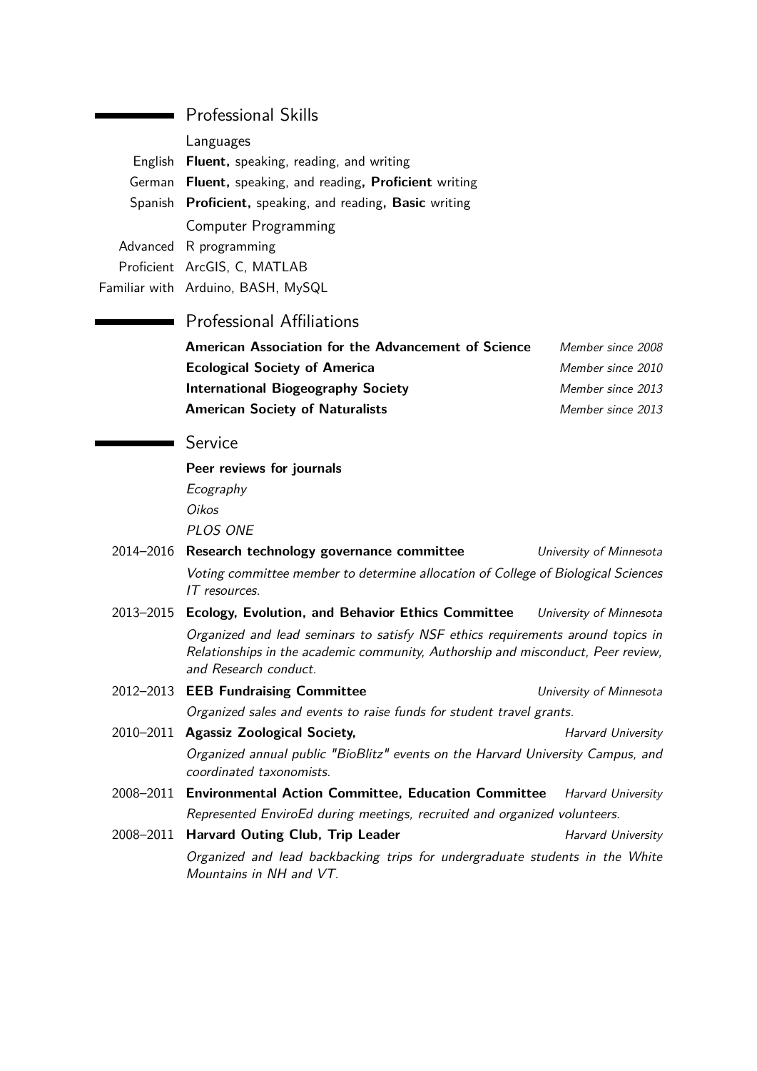## Professional Skills

### Languages

English **Fluent,** speaking, reading, and writing

German **Fluent,** speaking, and reading**, Proficient** writing

Spanish **Proficient,** speaking, and reading**, Basic** writing

### Computer Programming

Advanced R programming

Proficient ArcGIS, C, MATLAB

Familiar with Arduino, BASH, MySQL

## Professional Affiliations

**American Association for the Advancement of Science** *Member since 2008*

**Ecological Society of America** *Member since 2010*

**International Biogeography Society** *Member since 2013*

**American Society of Naturalists** *Member since 2013*

## Service

**Peer reviews for journals**

*Ecography*

*Oikos*

*PLOS ONE*

2014–2016 **Research technology governance committee** *University of Minnesota*

*Voting committee member to determine allocation of College of Biological Sciences IT resources.*

2013–2015 **Ecology, Evolution, and Behavior Ethics Committee** *University of Minnesota*

*Organized and lead seminars to satisfy NSF ethics requirements around topics in Relationships in the academic community, Authorship and misconduct, Peer review, and Research conduct.*

2012–2013 **EEB Fundraising Committee** *University of Minnesota*

*Organized sales and events to raise funds for student travel grants.*

2010–2011 **Agassiz Zoological Society,** *Harvard University*

*Organized annual public "BioBlitz" events on the Harvard University Campus, and coordinated taxonomists.*

2008–2011 **Environmental Action Committee, Education Committee** *Harvard University*

*Represented EnviroEd during meetings, recruited and organized volunteers.*

2008–2011 **Harvard Outing Club, Trip Leader** *Harvard University*

*Organized and lead backbacking trips for undergraduate students in the White Mountains in NH and VT.*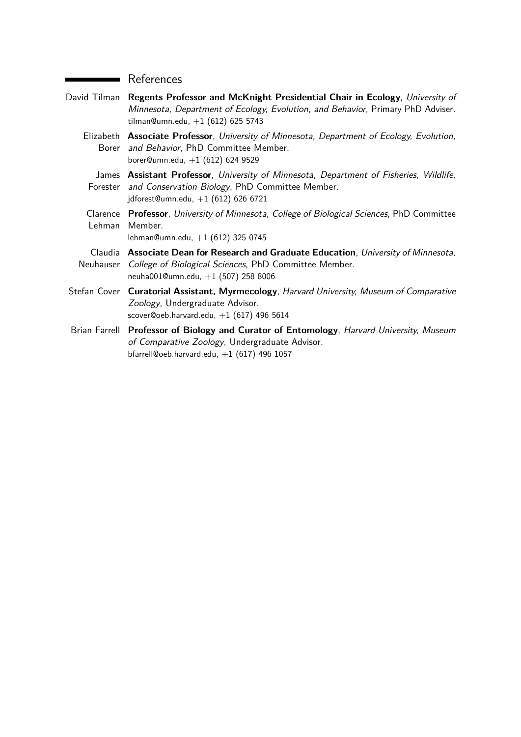## References

**David Tilman** — **Regents Professor and McKnight Presidential Chair in Ecology**, *University of Minnesota, Department of Ecology, Evolution, and Behavior*, Primary PhD Adviser.
tilman@umn.edu, +1 (612) 625 5743

**Elizabeth Borer** — **Associate Professor**, *University of Minnesota, Department of Ecology, Evolution, and Behavior*, PhD Committee Member.
borer@umn.edu, +1 (612) 624 9529

**James Forester** — **Assistant Professor**, *University of Minnesota, Department of Fisheries, Wildlife, and Conservation Biology*, PhD Committee Member.
jdforest@umn.edu, +1 (612) 626 6721

**Clarence Lehman** — **Professor**, *University of Minnesota, College of Biological Sciences*, PhD Committee Member.
lehman@umn.edu, +1 (612) 325 0745

**Claudia Neuhauser** — **Associate Dean for Research and Graduate Education**, *University of Minnesota, College of Biological Sciences*, PhD Committee Member.
neuha001@umn.edu, +1 (507) 258 8006

**Stefan Cover** — **Curatorial Assistant, Myrmecology**, *Harvard University, Museum of Comparative Zoology*, Undergraduate Advisor.
scover@oeb.harvard.edu, +1 (617) 496 5614

**Brian Farrell** — **Professor of Biology and Curator of Entomology**, *Harvard University, Museum of Comparative Zoology*, Undergraduate Advisor.
bfarrell@oeb.harvard.edu, +1 (617) 496 1057